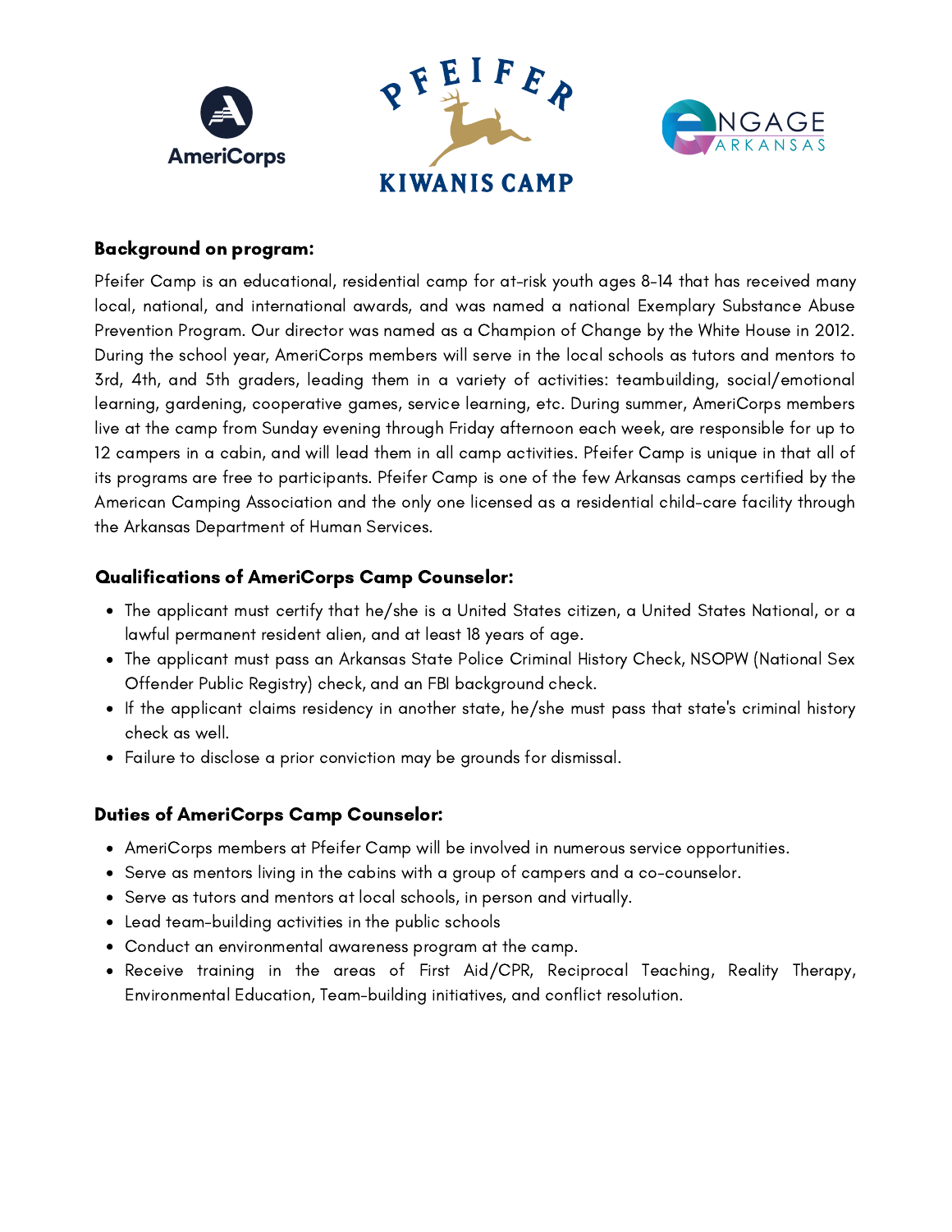AmeriCorps

PFEIFER KIWANIS CAMP

ENGAGE ARKANSAS

**Background on program:**

Pfeifer Camp is an educational, residential camp for at-risk youth ages 8-14 that has received many local, national, and international awards, and was named a national Exemplary Substance Abuse Prevention Program. Our director was named as a Champion of Change by the White House in 2012. During the school year, AmeriCorps members will serve in the local schools as tutors and mentors to 3rd, 4th, and 5th graders, leading them in a variety of activities: teambuilding, social/emotional learning, gardening, cooperative games, service learning, etc. During summer, AmeriCorps members live at the camp from Sunday evening through Friday afternoon each week, are responsible for up to 12 campers in a cabin, and will lead them in all camp activities. Pfeifer Camp is unique in that all of its programs are free to participants. Pfeifer Camp is one of the few Arkansas camps certified by the American Camping Association and the only one licensed as a residential child-care facility through the Arkansas Department of Human Services.

**Qualifications of AmeriCorps Camp Counselor:**

- The applicant must certify that he/she is a United States citizen, a United States National, or a lawful permanent resident alien, and at least 18 years of age.
- The applicant must pass an Arkansas State Police Criminal History Check, NSOPW (National Sex Offender Public Registry) check, and an FBI background check.
- If the applicant claims residency in another state, he/she must pass that state's criminal history check as well.
- Failure to disclose a prior conviction may be grounds for dismissal.

**Duties of AmeriCorps Camp Counselor:**

- AmeriCorps members at Pfeifer Camp will be involved in numerous service opportunities.
- Serve as mentors living in the cabins with a group of campers and a co-counselor.
- Serve as tutors and mentors at local schools, in person and virtually.
- Lead team-building activities in the public schools
- Conduct an environmental awareness program at the camp.
- Receive training in the areas of First Aid/CPR, Reciprocal Teaching, Reality Therapy, Environmental Education, Team-building initiatives, and conflict resolution.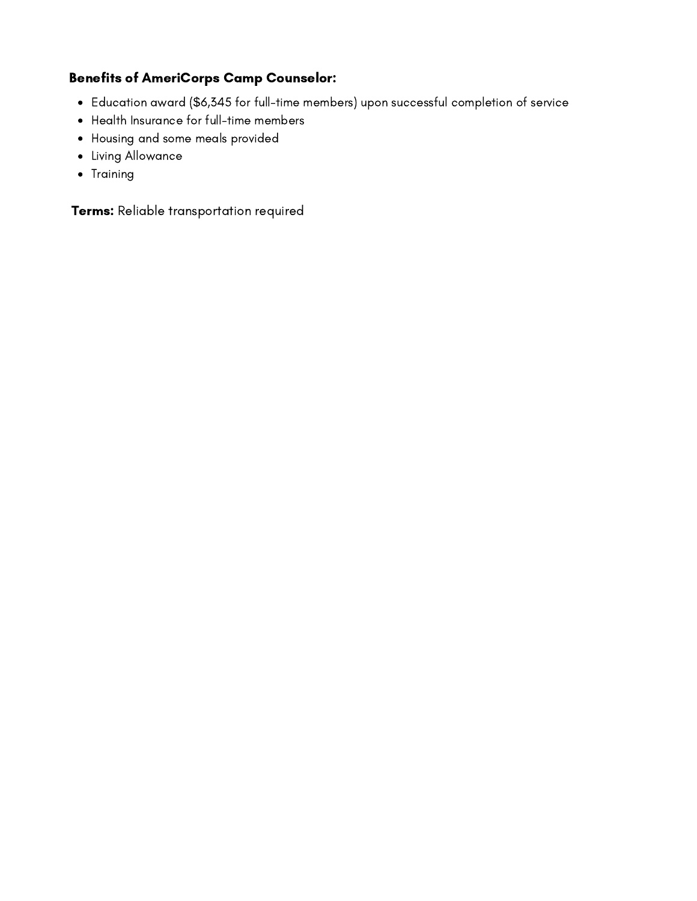**Benefits of AmeriCorps Camp Counselor:**

- Education award ($6,345 for full-time members) upon successful completion of service
- Health Insurance for full-time members
- Housing and some meals provided
- Living Allowance
- Training

**Terms:** Reliable transportation required